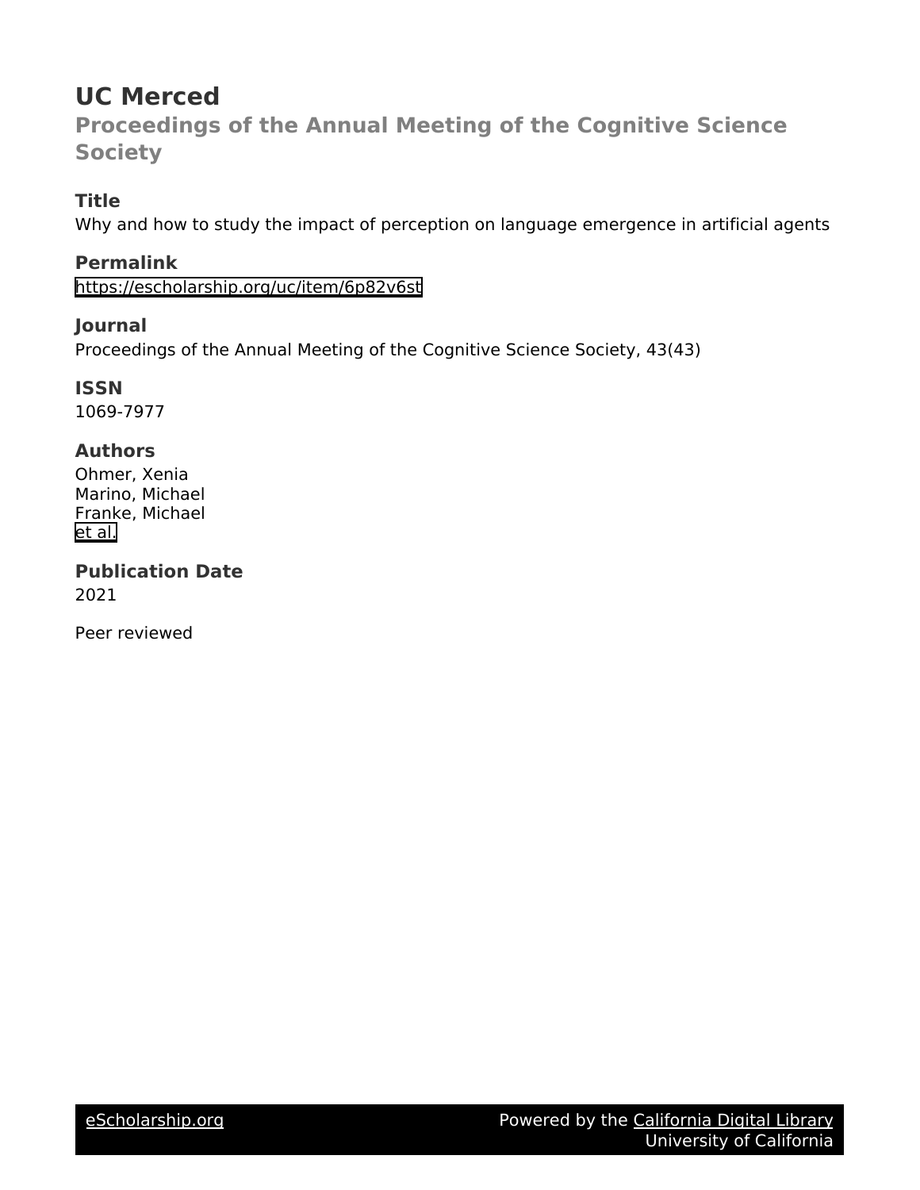# UC Merced

## Proceedings of the Annual Meeting of the Cognitive Science Society

### Title

Why and how to study the impact of perception on language emergence in artificial agents

### Permalink

https://escholarship.org/uc/item/6p82v6st

### Journal

Proceedings of the Annual Meeting of the Cognitive Science Society, 43(43)

### ISSN

1069-7977

### Authors

Ohmer, Xenia
Marino, Michael
Franke, Michael
et al.

### Publication Date

2021

Peer reviewed

eScholarship.org Powered by the California Digital Library University of California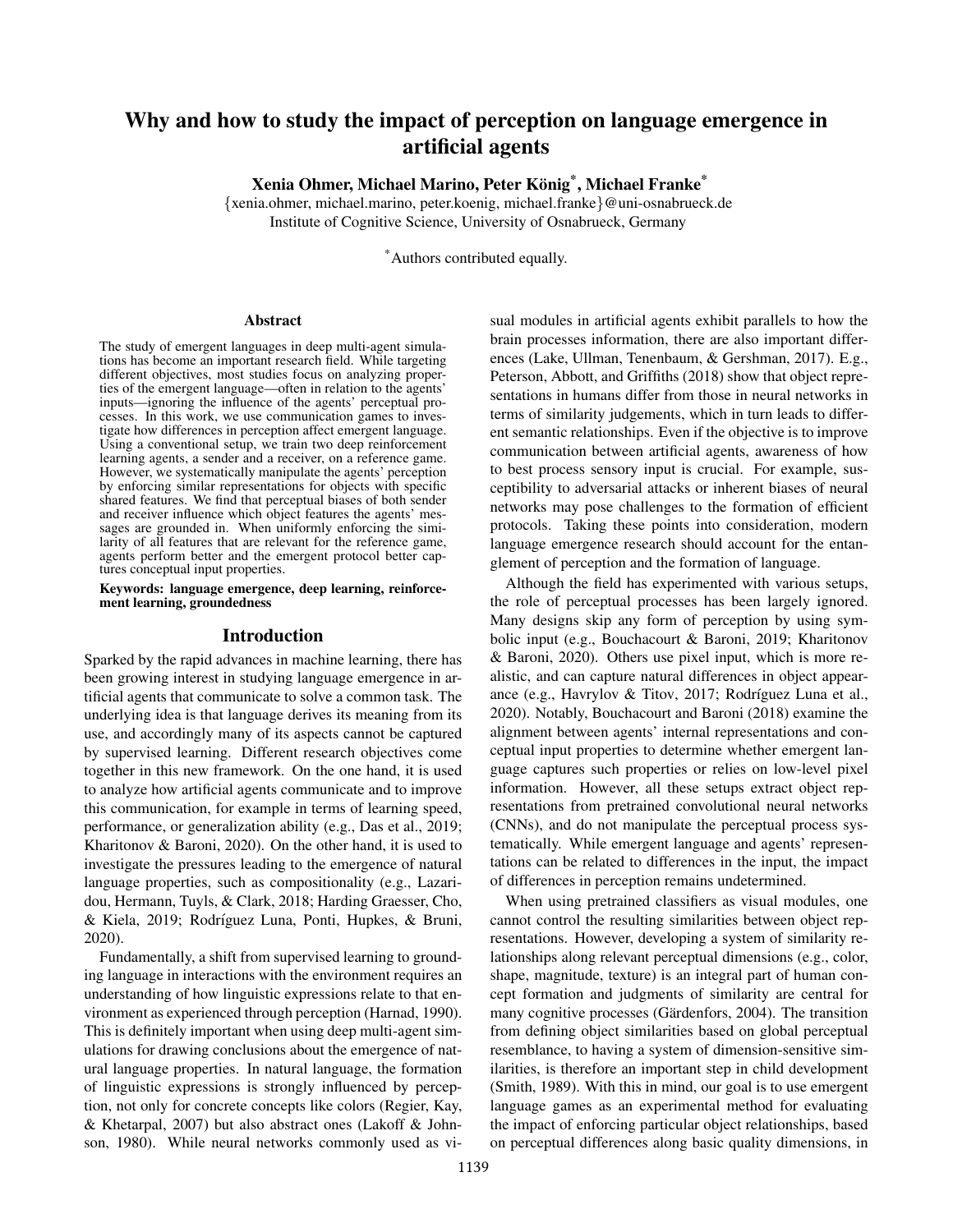# Why and how to study the impact of perception on language emergence in artificial agents

**Xenia Ohmer, Michael Marino, Peter König[*], Michael Franke[*]**

{xenia.ohmer, michael.marino, peter.koenig, michael.franke}@uni-osnabrueck.de
Institute of Cognitive Science, University of Osnabrueck, Germany

[*]Authors contributed equally.

## Abstract

The study of emergent languages in deep multi-agent simulations has become an important research field. While targeting different objectives, most studies focus on analyzing properties of the emergent language—often in relation to the agents' inputs—ignoring the influence of the agents' perceptual processes. In this work, we use communication games to investigate how differences in perception affect emergent language. Using a conventional setup, we train two deep reinforcement learning agents, a sender and a receiver, on a reference game. However, we systematically manipulate the agents' perception by enforcing similar representations for objects with specific shared features. We find that perceptual biases of both sender and receiver influence which object features the agents' messages are grounded in. When uniformly enforcing the similarity of all features that are relevant for the reference game, agents perform better and the emergent protocol better captures conceptual input properties.

**Keywords: language emergence, deep learning, reinforcement learning, groundedness**

## Introduction

Sparked by the rapid advances in machine learning, there has been growing interest in studying language emergence in artificial agents that communicate to solve a common task. The underlying idea is that language derives its meaning from its use, and accordingly many of its aspects cannot be captured by supervised learning. Different research objectives come together in this new framework. On the one hand, it is used to analyze how artificial agents communicate and to improve this communication, for example in terms of learning speed, performance, or generalization ability (e.g., Das et al., 2019; Kharitonov & Baroni, 2020). On the other hand, it is used to investigate the pressures leading to the emergence of natural language properties, such as compositionality (e.g., Lazaridou, Hermann, Tuyls, & Clark, 2018; Harding Graesser, Cho, & Kiela, 2019; Rodríguez Luna, Ponti, Hupkes, & Bruni, 2020).

Fundamentally, a shift from supervised learning to grounding language in interactions with the environment requires an understanding of how linguistic expressions relate to that environment as experienced through perception (Harnad, 1990). This is definitely important when using deep multi-agent simulations for drawing conclusions about the emergence of natural language properties. In natural language, the formation of linguistic expressions is strongly influenced by perception, not only for concrete concepts like colors (Regier, Kay, & Khetarpal, 2007) but also abstract ones (Lakoff & Johnson, 1980). While neural networks commonly used as visual modules in artificial agents exhibit parallels to how the brain processes information, there are also important differences (Lake, Ullman, Tenenbaum, & Gershman, 2017). E.g., Peterson, Abbott, and Griffiths (2018) show that object representations in humans differ from those in neural networks in terms of similarity judgements, which in turn leads to different semantic relationships. Even if the objective is to improve communication between artificial agents, awareness of how to best process sensory input is crucial. For example, susceptibility to adversarial attacks or inherent biases of neural networks may pose challenges to the formation of efficient protocols. Taking these points into consideration, modern language emergence research should account for the entanglement of perception and the formation of language.

Although the field has experimented with various setups, the role of perceptual processes has been largely ignored. Many designs skip any form of perception by using symbolic input (e.g., Bouchacourt & Baroni, 2019; Kharitonov & Baroni, 2020). Others use pixel input, which is more realistic, and can capture natural differences in object appearance (e.g., Havrylov & Titov, 2017; Rodríguez Luna et al., 2020). Notably, Bouchacourt and Baroni (2018) examine the alignment between agents' internal representations and conceptual input properties to determine whether emergent language captures such properties or relies on low-level pixel information. However, all these setups extract object representations from pretrained convolutional neural networks (CNNs), and do not manipulate the perceptual process systematically. While emergent language and agents' representations can be related to differences in the input, the impact of differences in perception remains undetermined.

When using pretrained classifiers as visual modules, one cannot control the resulting similarities between object representations. However, developing a system of similarity relationships along relevant perceptual dimensions (e.g., color, shape, magnitude, texture) is an integral part of human concept formation and judgments of similarity are central for many cognitive processes (Gärdenfors, 2004). The transition from defining object similarities based on global perceptual resemblance, to having a system of dimension-sensitive similarities, is therefore an important step in child development (Smith, 1989). With this in mind, our goal is to use emergent language games as an experimental method for evaluating the impact of enforcing particular object relationships, based on perceptual differences along basic quality dimensions, in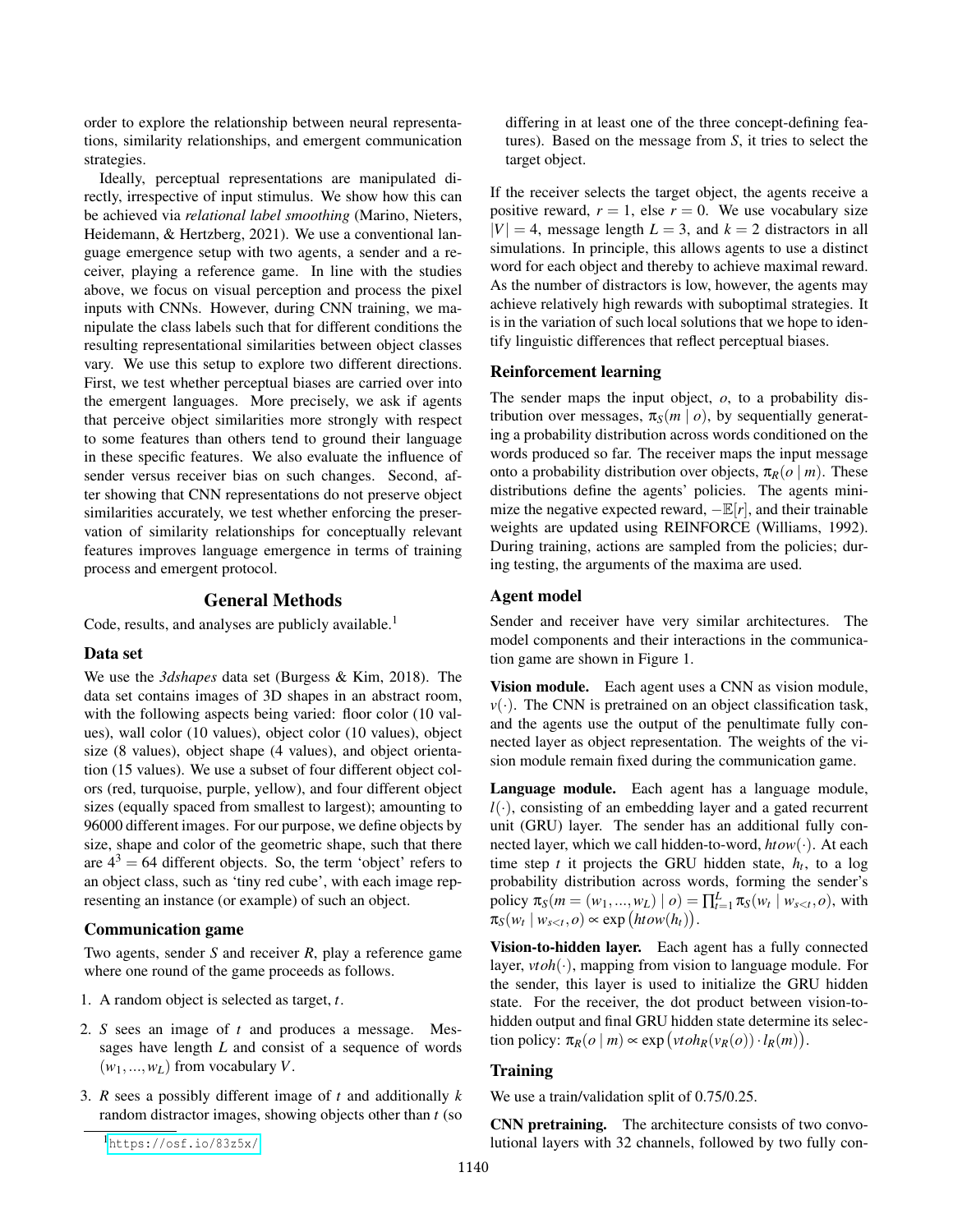order to explore the relationship between neural representations, similarity relationships, and emergent communication strategies.

Ideally, perceptual representations are manipulated directly, irrespective of input stimulus. We show how this can be achieved via *relational label smoothing* (Marino, Nieters, Heidemann, & Hertzberg, 2021). We use a conventional language emergence setup with two agents, a sender and a receiver, playing a reference game. In line with the studies above, we focus on visual perception and process the pixel inputs with CNNs. However, during CNN training, we manipulate the class labels such that for different conditions the resulting representational similarities between object classes vary. We use this setup to explore two different directions. First, we test whether perceptual biases are carried over into the emergent languages. More precisely, we ask if agents that perceive object similarities more strongly with respect to some features than others tend to ground their language in these specific features. We also evaluate the influence of sender versus receiver bias on such changes. Second, after showing that CNN representations do not preserve object similarities accurately, we test whether enforcing the preservation of similarity relationships for conceptually relevant features improves language emergence in terms of training process and emergent protocol.

## General Methods

Code, results, and analyses are publicly available.[1]

### Data set

We use the *3dshapes* data set (Burgess & Kim, 2018). The data set contains images of 3D shapes in an abstract room, with the following aspects being varied: floor color (10 values), wall color (10 values), object color (10 values), object size (8 values), object shape (4 values), and object orientation (15 values). We use a subset of four different object colors (red, turquoise, purple, yellow), and four different object sizes (equally spaced from smallest to largest); amounting to 96000 different images. For our purpose, we define objects by size, shape and color of the geometric shape, such that there are $4^3 = 64$ different objects. So, the term 'object' refers to an object class, such as 'tiny red cube', with each image representing an instance (or example) of such an object.

### Communication game

Two agents, sender $S$ and receiver $R$, play a reference game where one round of the game proceeds as follows.

1. A random object is selected as target, $t$.
2. $S$ sees an image of $t$ and produces a message. Messages have length $L$ and consist of a sequence of words $(w_1, ..., w_L)$ from vocabulary $V$.
3. $R$ sees a possibly different image of $t$ and additionally $k$ random distractor images, showing objects other than $t$ (so differing in at least one of the three concept-defining features). Based on the message from $S$, it tries to select the target object.

If the receiver selects the target object, the agents receive a positive reward, $r = 1$, else $r = 0$. We use vocabulary size $|V| = 4$, message length $L = 3$, and $k = 2$ distractors in all simulations. In principle, this allows agents to use a distinct word for each object and thereby to achieve maximal reward. As the number of distractors is low, however, the agents may achieve relatively high rewards with suboptimal strategies. It is in the variation of such local solutions that we hope to identify linguistic differences that reflect perceptual biases.

### Reinforcement learning

The sender maps the input object, $o$, to a probability distribution over messages, $\pi_S(m \mid o)$, by sequentially generating a probability distribution across words conditioned on the words produced so far. The receiver maps the input message onto a probability distribution over objects, $\pi_R(o \mid m)$. These distributions define the agents' policies. The agents minimize the negative expected reward, $-\mathbb{E}[r]$, and their trainable weights are updated using REINFORCE (Williams, 1992). During training, actions are sampled from the policies; during testing, the arguments of the maxima are used.

### Agent model

Sender and receiver have very similar architectures. The model components and their interactions in the communication game are shown in Figure 1.

**Vision module.** Each agent uses a CNN as vision module, $v(\cdot)$. The CNN is pretrained on an object classification task, and the agents use the output of the penultimate fully connected layer as object representation. The weights of the vision module remain fixed during the communication game.

**Language module.** Each agent has a language module, $l(\cdot)$, consisting of an embedding layer and a gated recurrent unit (GRU) layer. The sender has an additional fully connected layer, which we call hidden-to-word, $htow(\cdot)$. At each time step $t$ it projects the GRU hidden state, $h_t$, to a log probability distribution across words, forming the sender's policy $\pi_S(m = (w_1, ..., w_L) \mid o) = \prod_{t=1}^{L} \pi_S(w_t \mid w_{s<t}, o)$, with $\pi_S(w_t \mid w_{s<t}, o) \propto \exp\big(htow(h_t)\big)$.

**Vision-to-hidden layer.** Each agent has a fully connected layer, $vtoh(\cdot)$, mapping from vision to language module. For the sender, this layer is used to initialize the GRU hidden state. For the receiver, the dot product between vision-to-hidden output and final GRU hidden state determine its selection policy: $\pi_R(o \mid m) \propto \exp\big(vtoh_R(v_R(o)) \cdot l_R(m)\big)$.

### Training

We use a train/validation split of 0.75/0.25.

**CNN pretraining.** The architecture consists of two convolutional layers with 32 channels, followed by two fully con-

[1] https://osf.io/83z5x/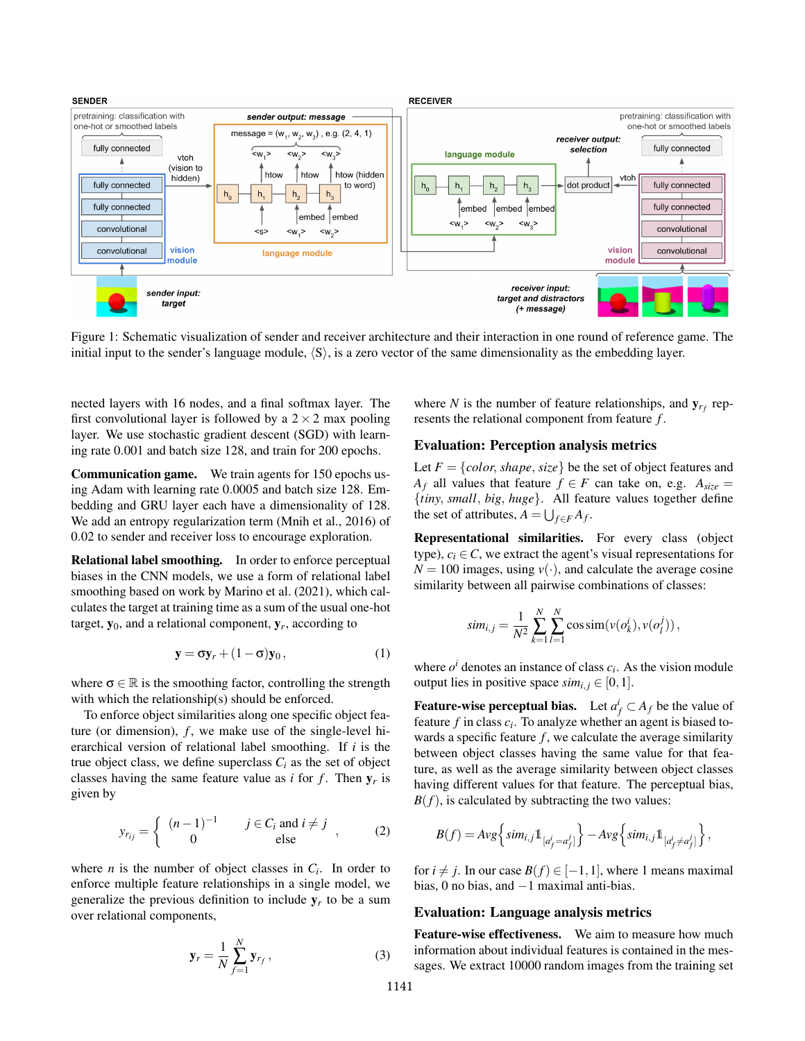Figure 1: Schematic visualization of sender and receiver architecture and their interaction in one round of reference game. The initial input to the sender's language module, ⟨S⟩, is a zero vector of the same dimensionality as the embedding layer.

nected layers with 16 nodes, and a final softmax layer. The first convolutional layer is followed by a $2 \times 2$ max pooling layer. We use stochastic gradient descent (SGD) with learning rate 0.001 and batch size 128, and train for 200 epochs.

**Communication game.** We train agents for 150 epochs using Adam with learning rate 0.0005 and batch size 128. Embedding and GRU layer each have a dimensionality of 128. We add an entropy regularization term (Mnih et al., 2016) of 0.02 to sender and receiver loss to encourage exploration.

**Relational label smoothing.** In order to enforce perceptual biases in the CNN models, we use a form of relational label smoothing based on work by Marino et al. (2021), which calculates the target at training time as a sum of the usual one-hot target, $\mathbf{y}_0$, and a relational component, $\mathbf{y}_r$, according to

$$\mathbf{y} = \sigma \mathbf{y}_r + (1 - \sigma)\mathbf{y}_0 , \tag{1}$$

where $\sigma \in \mathbb{R}$ is the smoothing factor, controlling the strength with which the relationship(s) should be enforced.

To enforce object similarities along one specific object feature (or dimension), $f$, we make use of the single-level hierarchical version of relational label smoothing. If $i$ is the true object class, we define superclass $C_i$ as the set of object classes having the same feature value as $i$ for $f$. Then $\mathbf{y}_r$ is given by

$$y_{r_{ij}} = \begin{cases} (n-1)^{-1} & j \in C_i \text{ and } i \neq j \\ 0 & \text{else} \end{cases} , \tag{2}$$

where $n$ is the number of object classes in $C_i$. In order to enforce multiple feature relationships in a single model, we generalize the previous definition to include $\mathbf{y}_r$ to be a sum over relational components,

$$\mathbf{y}_r = \frac{1}{N} \sum_{f=1}^{N} \mathbf{y}_{r_f} , \tag{3}$$

where $N$ is the number of feature relationships, and $\mathbf{y}_{r_f}$ represents the relational component from feature $f$.

## Evaluation: Perception analysis metrics

Let $F = \{color, shape, size\}$ be the set of object features and $A_f$ all values that feature $f \in F$ can take on, e.g. $A_{size} = \{tiny, small, big, huge\}$. All feature values together define the set of attributes, $A = \bigcup_{f \in F} A_f$.

**Representational similarities.** For every class (object type), $c_i \in C$, we extract the agent's visual representations for $N = 100$ images, using $v(\cdot)$, and calculate the average cosine similarity between all pairwise combinations of classes:

$$sim_{i,j} = \frac{1}{N^2} \sum_{k=1}^{N} \sum_{l=1}^{N} \cos\text{sim}(v(o_k^i), v(o_l^j)) ,$$

where $o^i$ denotes an instance of class $c_i$. As the vision module output lies in positive space $sim_{i,j} \in [0, 1]$.

**Feature-wise perceptual bias.** Let $a_f^i \subset A_f$ be the value of feature $f$ in class $c_i$. To analyze whether an agent is biased towards a specific feature $f$, we calculate the average similarity between object classes having the same value for that feature, as well as the average similarity between object classes having different values for that feature. The perceptual bias, $B(f)$, is calculated by subtracting the two values:

$$B(f) = Avg\left\{sim_{i,j} \mathbb{1}_{[a_f^i = a_f^j]}\right\} - Avg\left\{sim_{i,j} \mathbb{1}_{[a_f^i \neq a_f^j]}\right\} ,$$

for $i \neq j$. In our case $B(f) \in [-1, 1]$, where 1 means maximal bias, 0 no bias, and $-1$ maximal anti-bias.

## Evaluation: Language analysis metrics

**Feature-wise effectiveness.** We aim to measure how much information about individual features is contained in the messages. We extract 10000 random images from the training set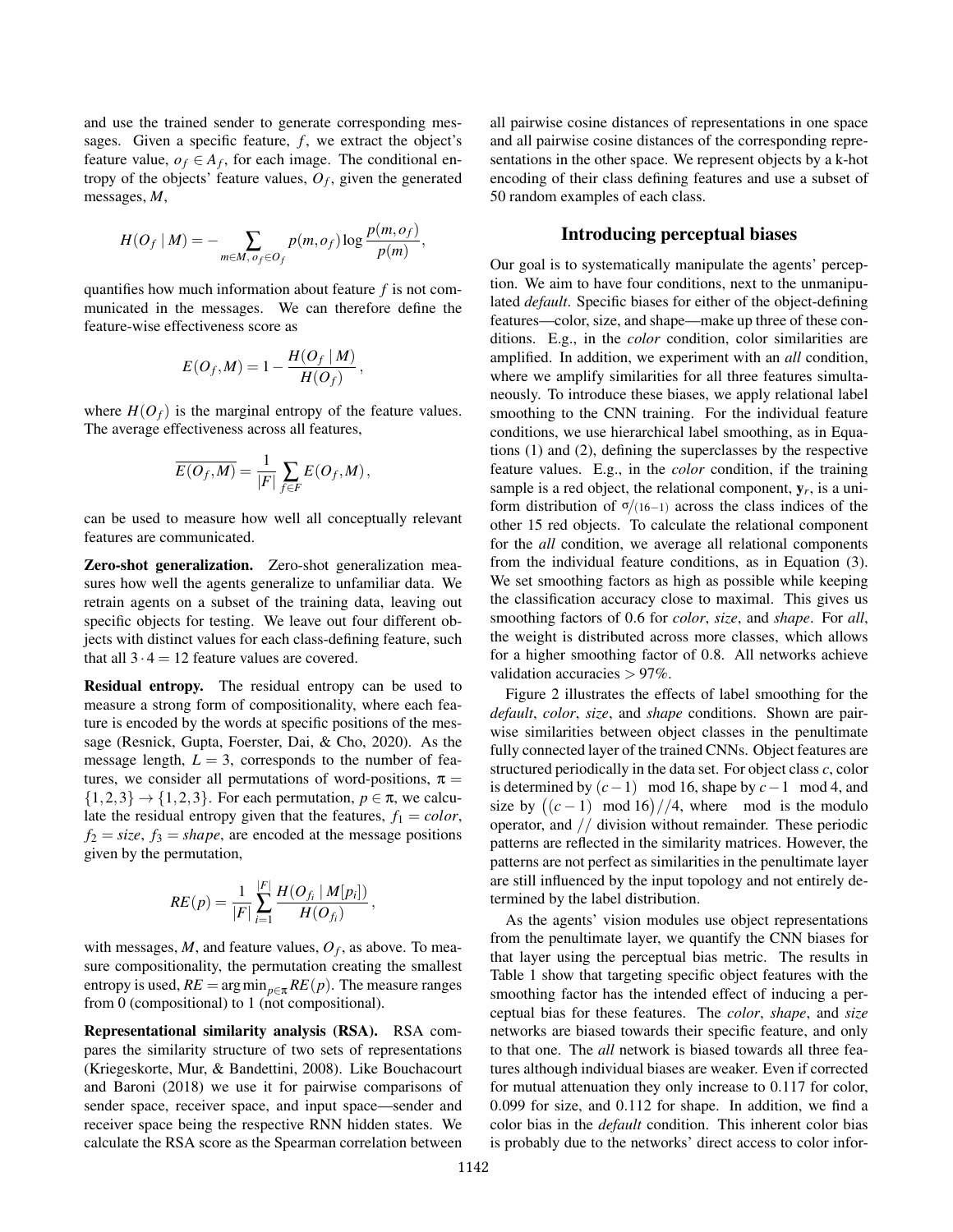and use the trained sender to generate corresponding messages. Given a specific feature, $f$, we extract the object's feature value, $o_f \in A_f$, for each image. The conditional entropy of the objects' feature values, $O_f$, given the generated messages, $M$,

$$H(O_f \mid M) = -\sum_{m \in M,\, o_f \in O_f} p(m, o_f) \log \frac{p(m, o_f)}{p(m)},$$

quantifies how much information about feature $f$ is not communicated in the messages. We can therefore define the feature-wise effectiveness score as

$$E(O_f, M) = 1 - \frac{H(O_f \mid M)}{H(O_f)},$$

where $H(O_f)$ is the marginal entropy of the feature values. The average effectiveness across all features,

$$\overline{E(O_f, M)} = \frac{1}{|F|} \sum_{f \in F} E(O_f, M),$$

can be used to measure how well all conceptually relevant features are communicated.

**Zero-shot generalization.** Zero-shot generalization measures how well the agents generalize to unfamiliar data. We retrain agents on a subset of the training data, leaving out specific objects for testing. We leave out four different objects with distinct values for each class-defining feature, such that all $3 \cdot 4 = 12$ feature values are covered.

**Residual entropy.** The residual entropy can be used to measure a strong form of compositionality, where each feature is encoded by the words at specific positions of the message (Resnick, Gupta, Foerster, Dai, & Cho, 2020). As the message length, $L = 3$, corresponds to the number of features, we consider all permutations of word-positions, $\pi = \{1,2,3\} \rightarrow \{1,2,3\}$. For each permutation, $p \in \pi$, we calculate the residual entropy given that the features, $f_1 = color$, $f_2 = size$, $f_3 = shape$, are encoded at the message positions given by the permutation,

$$RE(p) = \frac{1}{|F|} \sum_{i=1}^{|F|} \frac{H(O_{f_i} \mid M[p_i])}{H(O_{f_i})},$$

with messages, $M$, and feature values, $O_f$, as above. To measure compositionality, the permutation creating the smallest entropy is used, $RE = \arg\min_{p \in \pi} RE(p)$. The measure ranges from 0 (compositional) to 1 (not compositional).

**Representational similarity analysis (RSA).** RSA compares the similarity structure of two sets of representations (Kriegeskorte, Mur, & Bandettini, 2008). Like Bouchacourt and Baroni (2018) we use it for pairwise comparisons of sender space, receiver space, and input space—sender and receiver space being the respective RNN hidden states. We calculate the RSA score as the Spearman correlation between all pairwise cosine distances of representations in one space and all pairwise cosine distances of the corresponding representations in the other space. We represent objects by a k-hot encoding of their class defining features and use a subset of 50 random examples of each class.

## Introducing perceptual biases

Our goal is to systematically manipulate the agents' perception. We aim to have four conditions, next to the unmanipulated *default*. Specific biases for either of the object-defining features—color, size, and shape—make up three of these conditions. E.g., in the *color* condition, color similarities are amplified. In addition, we experiment with an *all* condition, where we amplify similarities for all three features simultaneously. To introduce these biases, we apply relational label smoothing to the CNN training. For the individual feature conditions, we use hierarchical label smoothing, as in Equations (1) and (2), defining the superclasses by the respective feature values. E.g., in the *color* condition, if the training sample is a red object, the relational component, $\mathbf{y}_r$, is a uniform distribution of $\sigma/(16-1)$ across the class indices of the other 15 red objects. To calculate the relational component for the *all* condition, we average all relational components from the individual feature conditions, as in Equation (3). We set smoothing factors as high as possible while keeping the classification accuracy close to maximal. This gives us smoothing factors of 0.6 for *color*, *size*, and *shape*. For *all*, the weight is distributed across more classes, which allows for a higher smoothing factor of 0.8. All networks achieve validation accuracies > 97%.

Figure 2 illustrates the effects of label smoothing for the *default*, *color*, *size*, and *shape* conditions. Shown are pairwise similarities between object classes in the penultimate fully connected layer of the trained CNNs. Object features are structured periodically in the data set. For object class $c$, color is determined by $(c-1) \mod 16$, shape by $c-1 \mod 4$, and size by $\big((c-1) \mod 16\big)//4$, where $\mod$ is the modulo operator, and $//$ division without remainder. These periodic patterns are reflected in the similarity matrices. However, the patterns are not perfect as similarities in the penultimate layer are still influenced by the input topology and not entirely determined by the label distribution.

As the agents' vision modules use object representations from the penultimate layer, we quantify the CNN biases for that layer using the perceptual bias metric. The results in Table 1 show that targeting specific object features with the smoothing factor has the intended effect of inducing a perceptual bias for these features. The *color*, *shape*, and *size* networks are biased towards their specific feature, and only to that one. The *all* network is biased towards all three features although individual biases are weaker. Even if corrected for mutual attenuation they only increase to 0.117 for color, 0.099 for size, and 0.112 for shape. In addition, we find a color bias in the *default* condition. This inherent color bias is probably due to the networks' direct access to color infor-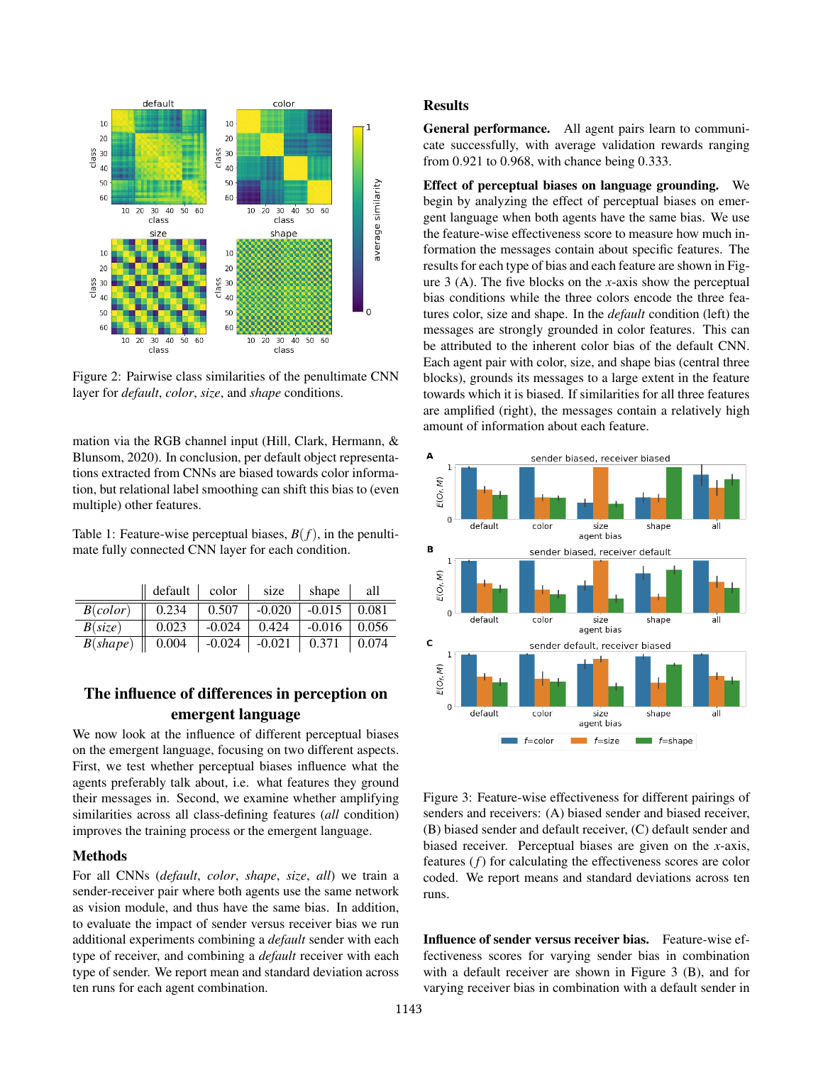Figure 2: Pairwise class similarities of the penultimate CNN layer for *default*, *color*, *size*, and *shape* conditions.

mation via the RGB channel input (Hill, Clark, Hermann, & Blunsom, 2020). In conclusion, per default object representations extracted from CNNs are biased towards color information, but relational label smoothing can shift this bias to (even multiple) other features.

Table 1: Feature-wise perceptual biases, $B(f)$, in the penultimate fully connected CNN layer for each condition.

| | default | color | size | shape | all |
|---|---|---|---|---|---|
| $B(color)$ | 0.234 | 0.507 | -0.020 | -0.015 | 0.081 |
| $B(size)$ | 0.023 | -0.024 | 0.424 | -0.016 | 0.056 |
| $B(shape)$ | 0.004 | -0.024 | -0.021 | 0.371 | 0.074 |

## The influence of differences in perception on emergent language

We now look at the influence of different perceptual biases on the emergent language, focusing on two different aspects. First, we test whether perceptual biases influence what the agents preferably talk about, i.e. what features they ground their messages in. Second, we examine whether amplifying similarities across all class-defining features (*all* condition) improves the training process or the emergent language.

### Methods

For all CNNs (*default*, *color*, *shape*, *size*, *all*) we train a sender-receiver pair where both agents use the same network as vision module, and thus have the same bias. In addition, to evaluate the impact of sender versus receiver bias we run additional experiments combining a *default* sender with each type of receiver, and combining a *default* receiver with each type of sender. We report mean and standard deviation across ten runs for each agent combination.

### Results

**General performance.** All agent pairs learn to communicate successfully, with average validation rewards ranging from 0.921 to 0.968, with chance being 0.333.

**Effect of perceptual biases on language grounding.** We begin by analyzing the effect of perceptual biases on emergent language when both agents have the same bias. We use the feature-wise effectiveness score to measure how much information the messages contain about specific features. The results for each type of bias and each feature are shown in Figure 3 (A). The five blocks on the $x$-axis show the perceptual bias conditions while the three colors encode the three features color, size and shape. In the *default* condition (left) the messages are strongly grounded in color features. This can be attributed to the inherent color bias of the default CNN. Each agent pair with color, size, and shape bias (central three blocks), grounds its messages to a large extent in the feature towards which it is biased. If similarities for all three features are amplified (right), the messages contain a relatively high amount of information about each feature.

Figure 3: Feature-wise effectiveness for different pairings of senders and receivers: (A) biased sender and biased receiver, (B) biased sender and default receiver, (C) default sender and biased receiver. Perceptual biases are given on the $x$-axis, features ($f$) for calculating the effectiveness scores are color coded. We report means and standard deviations across ten runs.

**Influence of sender versus receiver bias.** Feature-wise effectiveness scores for varying sender bias in combination with a default receiver are shown in Figure 3 (B), and for varying receiver bias in combination with a default sender in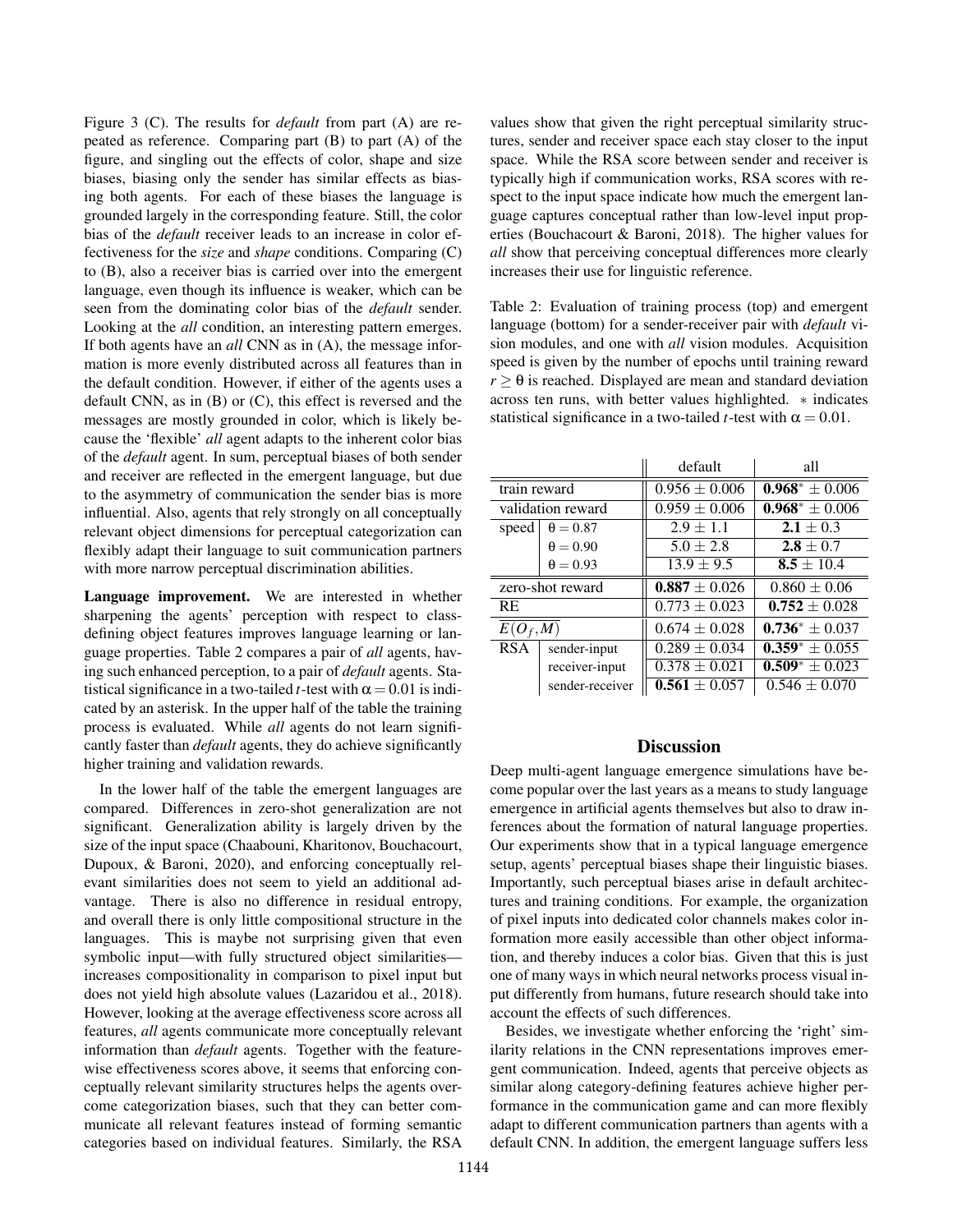Figure 3 (C). The results for *default* from part (A) are repeated as reference. Comparing part (B) to part (A) of the figure, and singling out the effects of color, shape and size biases, biasing only the sender has similar effects as biasing both agents. For each of these biases the language is grounded largely in the corresponding feature. Still, the color bias of the *default* receiver leads to an increase in color effectiveness for the *size* and *shape* conditions. Comparing (C) to (B), also a receiver bias is carried over into the emergent language, even though its influence is weaker, which can be seen from the dominating color bias of the *default* sender. Looking at the *all* condition, an interesting pattern emerges. If both agents have an *all* CNN as in (A), the message information is more evenly distributed across all features than in the default condition. However, if either of the agents uses a default CNN, as in (B) or (C), this effect is reversed and the messages are mostly grounded in color, which is likely because the 'flexible' *all* agent adapts to the inherent color bias of the *default* agent. In sum, perceptual biases of both sender and receiver are reflected in the emergent language, but due to the asymmetry of communication the sender bias is more influential. Also, agents that rely strongly on all conceptually relevant object dimensions for perceptual categorization can flexibly adapt their language to suit communication partners with more narrow perceptual discrimination abilities.

**Language improvement.** We are interested in whether sharpening the agents' perception with respect to class-defining object features improves language learning or language properties. Table 2 compares a pair of *all* agents, having such enhanced perception, to a pair of *default* agents. Statistical significance in a two-tailed $t$-test with $\alpha = 0.01$ is indicated by an asterisk. In the upper half of the table the training process is evaluated. While *all* agents do not learn significantly faster than *default* agents, they do achieve significantly higher training and validation rewards.

In the lower half of the table the emergent languages are compared. Differences in zero-shot generalization are not significant. Generalization ability is largely driven by the size of the input space (Chaabouni, Kharitonov, Bouchacourt, Dupoux, & Baroni, 2020), and enforcing conceptually relevant similarities does not seem to yield an additional advantage. There is also no difference in residual entropy, and overall there is only little compositional structure in the languages. This is maybe not surprising given that even symbolic input—with fully structured object similarities—increases compositionality in comparison to pixel input but does not yield high absolute values (Lazaridou et al., 2018). However, looking at the average effectiveness score across all features, *all* agents communicate more conceptually relevant information than *default* agents. Together with the feature-wise effectiveness scores above, it seems that enforcing conceptually relevant similarity structures helps the agents overcome categorization biases, such that they can better communicate all relevant features instead of forming semantic categories based on individual features. Similarly, the RSA values show that given the right perceptual similarity structures, sender and receiver space each stay closer to the input space. While the RSA score between sender and receiver is typically high if communication works, RSA scores with respect to the input space indicate how much the emergent language captures conceptual rather than low-level input properties (Bouchacourt & Baroni, 2018). The higher values for *all* show that perceiving conceptual differences more clearly increases their use for linguistic reference.

Table 2: Evaluation of training process (top) and emergent language (bottom) for a sender-receiver pair with *default* vision modules, and one with *all* vision modules. Acquisition speed is given by the number of epochs until training reward $r \geq \theta$ is reached. Displayed are mean and standard deviation across ten runs, with better values highlighted. $*$ indicates statistical significance in a two-tailed $t$-test with $\alpha = 0.01$.

| | | default | all |
|---|---|---|---|
| train reward | | $0.956 \pm 0.006$ | $\mathbf{0.968}^{*} \pm 0.006$ |
| validation reward | | $0.959 \pm 0.006$ | $\mathbf{0.968}^{*} \pm 0.006$ |
| speed | $\theta = 0.87$ | $2.9 \pm 1.1$ | $\mathbf{2.1} \pm 0.3$ |
| | $\theta = 0.90$ | $5.0 \pm 2.8$ | $\mathbf{2.8} \pm 0.7$ |
| | $\theta = 0.93$ | $13.9 \pm 9.5$ | $\mathbf{8.5} \pm 10.4$ |
| zero-shot reward | | $\mathbf{0.887} \pm 0.026$ | $0.860 \pm 0.06$ |
| RE | | $0.773 \pm 0.023$ | $\mathbf{0.752} \pm 0.028$ |
| $\overline{E(O_f, M)}$ | | $0.674 \pm 0.028$ | $\mathbf{0.736}^{*} \pm 0.037$ |
| RSA | sender-input | $0.289 \pm 0.034$ | $\mathbf{0.359}^{*} \pm 0.055$ |
| | receiver-input | $0.378 \pm 0.021$ | $\mathbf{0.509}^{*} \pm 0.023$ |
| | sender-receiver | $\mathbf{0.561} \pm 0.057$ | $0.546 \pm 0.070$ |

## Discussion

Deep multi-agent language emergence simulations have become popular over the last years as a means to study language emergence in artificial agents themselves but also to draw inferences about the formation of natural language properties. Our experiments show that in a typical language emergence setup, agents' perceptual biases shape their linguistic biases. Importantly, such perceptual biases arise in default architectures and training conditions. For example, the organization of pixel inputs into dedicated color channels makes color information more easily accessible than other object information, and thereby induces a color bias. Given that this is just one of many ways in which neural networks process visual input differently from humans, future research should take into account the effects of such differences.

Besides, we investigate whether enforcing the 'right' similarity relations in the CNN representations improves emergent communication. Indeed, agents that perceive objects as similar along category-defining features achieve higher performance in the communication game and can more flexibly adapt to different communication partners than agents with a default CNN. In addition, the emergent language suffers less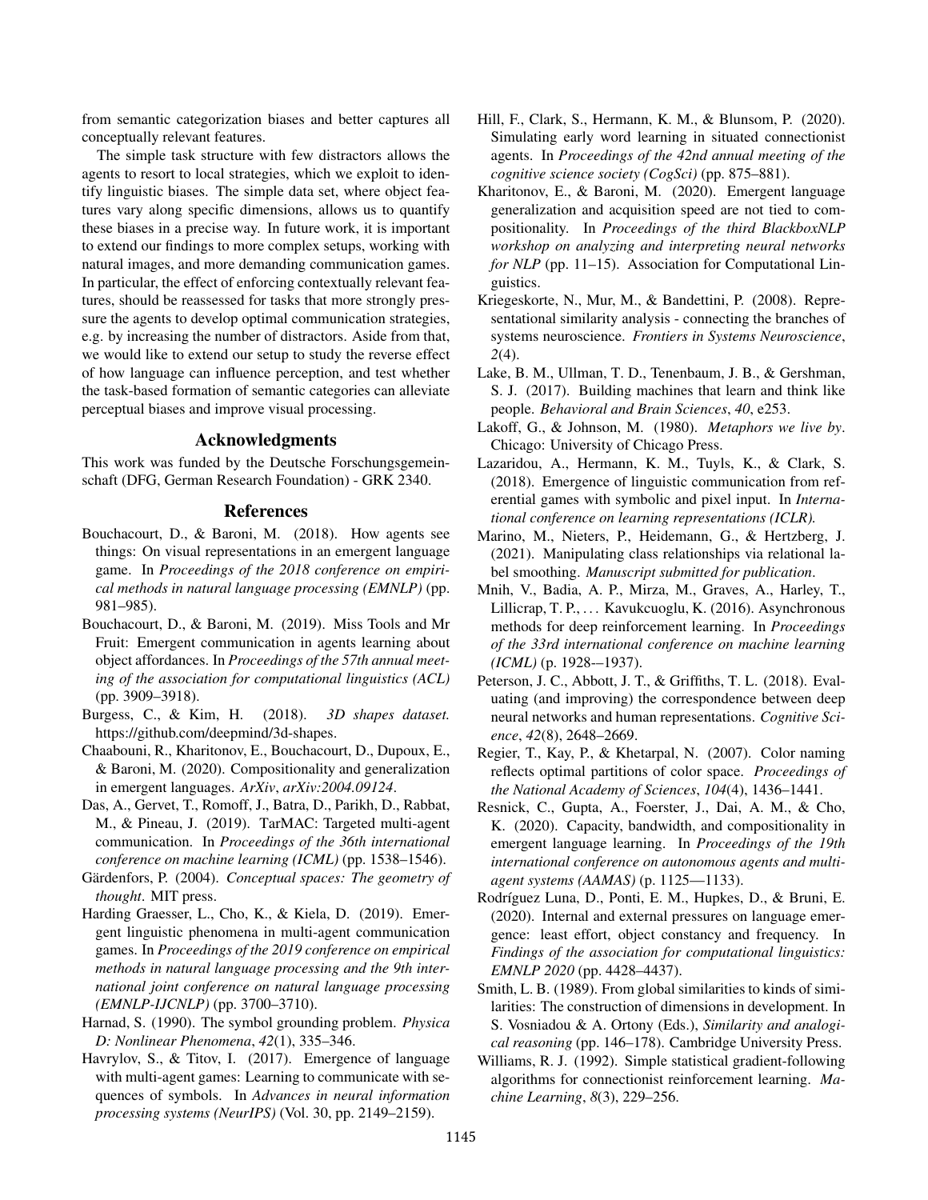from semantic categorization biases and better captures all conceptually relevant features.

The simple task structure with few distractors allows the agents to resort to local strategies, which we exploit to identify linguistic biases. The simple data set, where object features vary along specific dimensions, allows us to quantify these biases in a precise way. In future work, it is important to extend our findings to more complex setups, working with natural images, and more demanding communication games. In particular, the effect of enforcing contextually relevant features, should be reassessed for tasks that more strongly pressure the agents to develop optimal communication strategies, e.g. by increasing the number of distractors. Aside from that, we would like to extend our setup to study the reverse effect of how language can influence perception, and test whether the task-based formation of semantic categories can alleviate perceptual biases and improve visual processing.

## Acknowledgments

This work was funded by the Deutsche Forschungsgemeinschaft (DFG, German Research Foundation) - GRK 2340.

## References

Bouchacourt, D., & Baroni, M. (2018). How agents see things: On visual representations in an emergent language game. In *Proceedings of the 2018 conference on empirical methods in natural language processing (EMNLP)* (pp. 981–985).

Bouchacourt, D., & Baroni, M. (2019). Miss Tools and Mr Fruit: Emergent communication in agents learning about object affordances. In *Proceedings of the 57th annual meeting of the association for computational linguistics (ACL)* (pp. 3909–3918).

Burgess, C., & Kim, H. (2018). *3D shapes dataset.* https://github.com/deepmind/3d-shapes.

Chaabouni, R., Kharitonov, E., Bouchacourt, D., Dupoux, E., & Baroni, M. (2020). Compositionality and generalization in emergent languages. *ArXiv*, *arXiv:2004.09124*.

Das, A., Gervet, T., Romoff, J., Batra, D., Parikh, D., Rabbat, M., & Pineau, J. (2019). TarMAC: Targeted multi-agent communication. In *Proceedings of the 36th international conference on machine learning (ICML)* (pp. 1538–1546).

Gärdenfors, P. (2004). *Conceptual spaces: The geometry of thought*. MIT press.

Harding Graesser, L., Cho, K., & Kiela, D. (2019). Emergent linguistic phenomena in multi-agent communication games. In *Proceedings of the 2019 conference on empirical methods in natural language processing and the 9th international joint conference on natural language processing (EMNLP-IJCNLP)* (pp. 3700–3710).

Harnad, S. (1990). The symbol grounding problem. *Physica D: Nonlinear Phenomena*, *42*(1), 335–346.

Havrylov, S., & Titov, I. (2017). Emergence of language with multi-agent games: Learning to communicate with sequences of symbols. In *Advances in neural information processing systems (NeurIPS)* (Vol. 30, pp. 2149–2159).

Hill, F., Clark, S., Hermann, K. M., & Blunsom, P. (2020). Simulating early word learning in situated connectionist agents. In *Proceedings of the 42nd annual meeting of the cognitive science society (CogSci)* (pp. 875–881).

Kharitonov, E., & Baroni, M. (2020). Emergent language generalization and acquisition speed are not tied to compositionality. In *Proceedings of the third BlackboxNLP workshop on analyzing and interpreting neural networks for NLP* (pp. 11–15). Association for Computational Linguistics.

Kriegeskorte, N., Mur, M., & Bandettini, P. (2008). Representational similarity analysis - connecting the branches of systems neuroscience. *Frontiers in Systems Neuroscience*, *2*(4).

Lake, B. M., Ullman, T. D., Tenenbaum, J. B., & Gershman, S. J. (2017). Building machines that learn and think like people. *Behavioral and Brain Sciences*, *40*, e253.

Lakoff, G., & Johnson, M. (1980). *Metaphors we live by*. Chicago: University of Chicago Press.

Lazaridou, A., Hermann, K. M., Tuyls, K., & Clark, S. (2018). Emergence of linguistic communication from referential games with symbolic and pixel input. In *International conference on learning representations (ICLR).*

Marino, M., Nieters, P., Heidemann, G., & Hertzberg, J. (2021). Manipulating class relationships via relational label smoothing. *Manuscript submitted for publication*.

Mnih, V., Badia, A. P., Mirza, M., Graves, A., Harley, T., Lillicrap, T. P., ... Kavukcuoglu, K. (2016). Asynchronous methods for deep reinforcement learning. In *Proceedings of the 33rd international conference on machine learning (ICML)* (p. 1928-–1937).

Peterson, J. C., Abbott, J. T., & Griffiths, T. L. (2018). Evaluating (and improving) the correspondence between deep neural networks and human representations. *Cognitive Science*, *42*(8), 2648–2669.

Regier, T., Kay, P., & Khetarpal, N. (2007). Color naming reflects optimal partitions of color space. *Proceedings of the National Academy of Sciences*, *104*(4), 1436–1441.

Resnick, C., Gupta, A., Foerster, J., Dai, A. M., & Cho, K. (2020). Capacity, bandwidth, and compositionality in emergent language learning. In *Proceedings of the 19th international conference on autonomous agents and multiagent systems (AAMAS)* (p. 1125—1133).

Rodríguez Luna, D., Ponti, E. M., Hupkes, D., & Bruni, E. (2020). Internal and external pressures on language emergence: least effort, object constancy and frequency. In *Findings of the association for computational linguistics: EMNLP 2020* (pp. 4428–4437).

Smith, L. B. (1989). From global similarities to kinds of similarities: The construction of dimensions in development. In S. Vosniadou & A. Ortony (Eds.), *Similarity and analogical reasoning* (pp. 146–178). Cambridge University Press.

Williams, R. J. (1992). Simple statistical gradient-following algorithms for connectionist reinforcement learning. *Machine Learning*, *8*(3), 229–256.